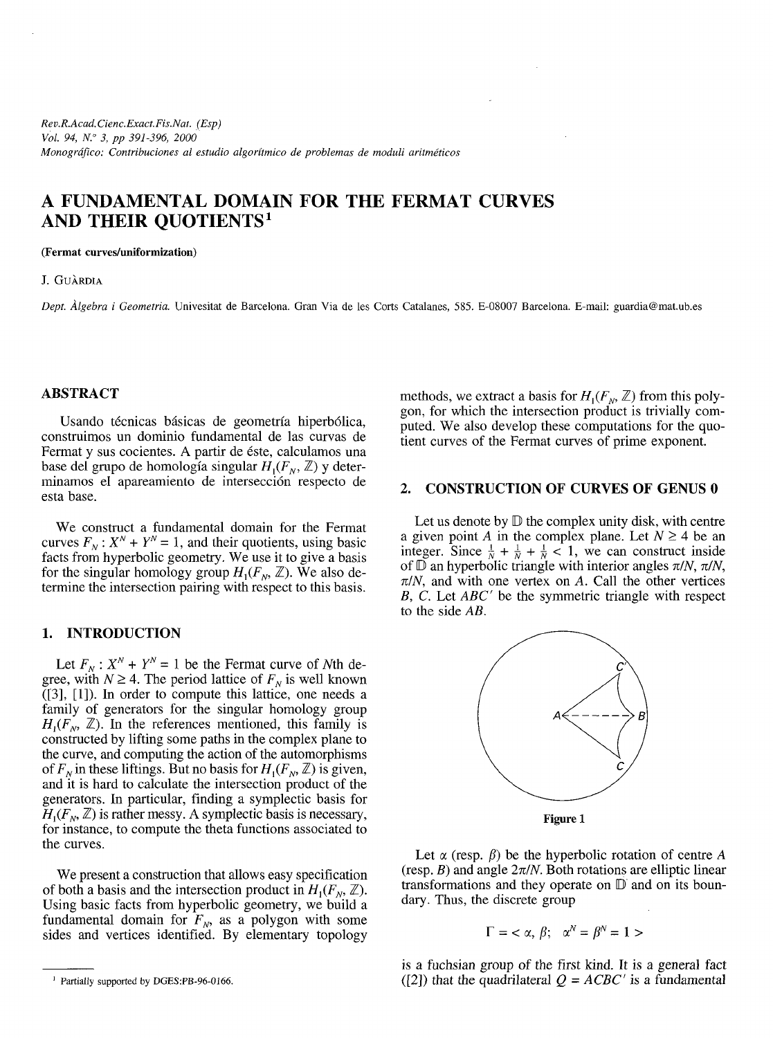# A FUNDAMENTAL DOMAIN FOR THE FERMAT CURVES AND THEIR QUOTIENTS[1]

**(Fermat curves/uniformization)**

J. GUÀRDIA

*Dept. Àlgebra i Geometria.* Univesitat de Barcelona. Gran Via de les Corts Catalanes, 585. E-08007 Barcelona. E-mail: guardia@mat.ub.es

## ABSTRACT

Usando técnicas básicas de geometría hiperbólica, construimos un dominio fundamental de las curvas de Fermat y sus cocientes. A partir de éste, calculamos una base del grupo de homología singular $H_1(F_N, \mathbb{Z})$ y determinamos el apareamiento de intersección respecto de esta base.

We construct a fundamental domain for the Fermat curves $F_N : X^N + Y^N = 1$, and their quotients, using basic facts from hyperbolic geometry. We use it to give a basis for the singular homology group $H_1(F_N, \mathbb{Z})$. We also determine the intersection pairing with respect to this basis.

## 1. INTRODUCTION

Let $F_N : X^N + Y^N = 1$ be the Fermat curve of $N$th degree, with $N \geq 4$. The period lattice of $F_N$ is well known ([3], [1]). In order to compute this lattice, one needs a family of generators for the singular homology group $H_1(F_N, \mathbb{Z})$. In the references mentioned, this family is constructed by lifting some paths in the complex plane to the curve, and computing the action of the automorphisms of $F_N$ in these liftings. But no basis for $H_1(F_N, \mathbb{Z})$ is given, and it is hard to calculate the intersection product of the generators. In particular, finding a symplectic basis for $H_1(F_N, \mathbb{Z})$ is rather messy. A symplectic basis is necessary, for instance, to compute the theta functions associated to the curves.

We present a construction that allows easy specification of both a basis and the intersection product in $H_1(F_N, \mathbb{Z})$. Using basic facts from hyperbolic geometry, we build a fundamental domain for $F_N$, as a polygon with some sides and vertices identified. By elementary topology methods, we extract a basis for $H_1(F_N, \mathbb{Z})$ from this polygon, for which the intersection product is trivially computed. We also develop these computations for the quotient curves of the Fermat curves of prime exponent.

## 2. CONSTRUCTION OF CURVES OF GENUS 0

Let us denote by $\mathbb{D}$ the complex unity disk, with centre a given point $A$ in the complex plane. Let $N \geq 4$ be an integer. Since $\frac{1}{N} + \frac{1}{N} + \frac{1}{N} < 1$, we can construct inside of $\mathbb{D}$ an hyperbolic triangle with interior angles $\pi/N$, $\pi/N$, $\pi/N$, and with one vertex on $A$. Call the other vertices $B$, $C$. Let $ABC'$ be the symmetric triangle with respect to the side $AB$.

Figure 1

Let $\alpha$ (resp. $\beta$) be the hyperbolic rotation of centre $A$ (resp. $B$) and angle $2\pi/N$. Both rotations are elliptic linear transformations and they operate on $\mathbb{D}$ and on its boundary. Thus, the discrete group

$$\Gamma = <\alpha, \beta; \;\; \alpha^N = \beta^N = 1>$$

is a fuchsian group of the first kind. It is a general fact ([2]) that the quadrilateral $Q = ACBC'$ is a fundamental

[1] Partially supported by DGES:PB-96-0166.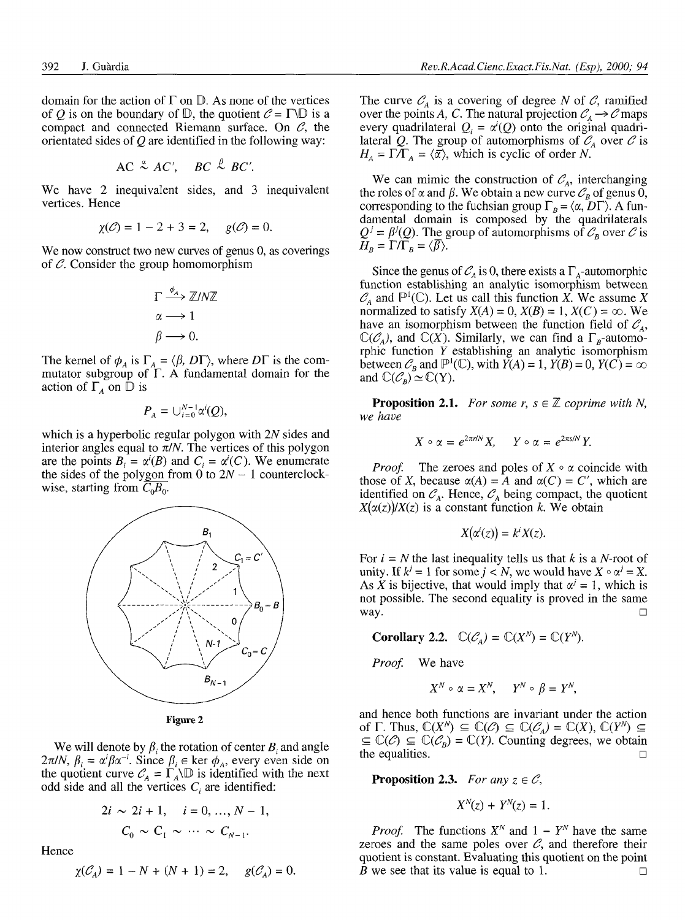domain for the action of $\Gamma$ on $\mathbb{D}$. As none of the vertices of $Q$ is on the boundary of $\mathbb{D}$, the quotient $\mathcal{C} = \Gamma\backslash\mathbb{D}$ is a compact and connected Riemann surface. On $\mathcal{C}$, the orientated sides of $Q$ are identified in the following way:

$$AC \overset{\alpha}{\sim} AC', \quad BC \overset{\beta}{\sim} BC'.$$

We have 2 inequivalent sides, and 3 inequivalent vertices. Hence

$$\chi(\mathcal{C}) = 1 - 2 + 3 = 2, \quad g(\mathcal{C}) = 0.$$

We now construct two new curves of genus 0, as coverings of $\mathcal{C}$. Consider the group homomorphism

$$\Gamma \xrightarrow{\phi_A} \mathbb{Z}/N\mathbb{Z}$$
$$\alpha \longrightarrow 1$$
$$\beta \longrightarrow 0.$$

The kernel of $\phi_A$ is $\Gamma_A = \langle \beta, D\Gamma \rangle$, where $D\Gamma$ is the commutator subgroup of $\Gamma$. A fundamental domain for the action of $\Gamma_A$ on $\mathbb{D}$ is

$$P_A = \cup_{i=0}^{N-1} \alpha^i(Q),$$

which is a hyperbolic regular polygon with $2N$ sides and interior angles equal to $\pi/N$. The vertices of this polygon are the points $B_i = \alpha^i(B)$ and $C_i = \alpha^i(C)$. We enumerate the sides of the polygon from 0 to $2N - 1$ counterclockwise, starting from $\overline{C_0B_0}$.

Figure 2

We will denote by $\beta_i$ the rotation of center $B_i$ and angle $2\pi/N$, $\beta_i = \alpha^i\beta\alpha^{-i}$. Since $\beta_i \in \ker \phi_A$, every even side on the quotient curve $\mathcal{C}_A = \Gamma_A\backslash\mathbb{D}$ is identified with the next odd side and all the vertices $C_i$ are identified:

$$2i \sim 2i + 1, \quad i = 0, \ldots, N - 1,$$
$$C_0 \sim C_1 \sim \cdots \sim C_{N-1}.$$

Hence

$$\chi(\mathcal{C}_A) = 1 - N + (N + 1) = 2, \quad g(\mathcal{C}_A) = 0.$$

The curve $\mathcal{C}_A$ is a covering of degree $N$ of $\mathcal{C}$, ramified over the points $A$, $C$. The natural projection $\mathcal{C}_A \to \mathcal{C}$ maps every quadrilateral $Q_i = \alpha^i(Q)$ onto the original quadrilateral $Q$. The group of automorphisms of $\mathcal{C}_A$ over $\mathcal{C}$ is $H_A = \Gamma/\Gamma_A = \langle \bar{\alpha} \rangle$, which is cyclic of order $N$.

We can mimic the construction of $\mathcal{C}_A$, interchanging the roles of $\alpha$ and $\beta$. We obtain a new curve $\mathcal{C}_B$ of genus 0, corresponding to the fuchsian group $\Gamma_B = \langle \alpha, D\Gamma \rangle$. A fundamental domain is composed by the quadrilaterals $Q^j = \beta^j(Q)$. The group of automorphisms of $\mathcal{C}_B$ over $\mathcal{C}$ is $H_B = \Gamma/\Gamma_B = \langle \bar{\beta} \rangle$.

Since the genus of $\mathcal{C}_A$ is 0, there exists a $\Gamma_A$-automorphic function establishing an analytic isomorphism between $\mathcal{C}_A$ and $\mathbb{P}^1(\mathbb{C})$. Let us call this function $X$. We assume $X$ normalized to satisfy $X(A) = 0$, $X(B) = 1$, $X(C) = \infty$. We have an isomorphism between the function field of $\mathcal{C}_A$, $\mathbb{C}(\mathcal{C}_A)$, and $\mathbb{C}(X)$. Similarly, we can find a $\Gamma_B$-automorphic function $Y$ establishing an analytic isomorphism between $\mathcal{C}_B$ and $\mathbb{P}^1(\mathbb{C})$, with $Y(A) = 1$, $Y(B) = 0$, $Y(C) = \infty$ and $\mathbb{C}(\mathcal{C}_B) \simeq \mathbb{C}(Y)$.

**Proposition 2.1.** *For some $r, s \in \mathbb{Z}$ coprime with $N$, we have*

$$X \circ \alpha = e^{2\pi r/N} X, \quad Y \circ \alpha = e^{2\pi s/N} Y.$$

*Proof.* The zeroes and poles of $X \circ \alpha$ coincide with those of $X$, because $\alpha(A) = A$ and $\alpha(C) = C'$, which are identified on $\mathcal{C}_A$. Hence, $\mathcal{C}_A$ being compact, the quotient $X(\alpha(z))/X(z)$ is a constant function $k$. We obtain

$$X(\alpha^i(z)) = k^i X(z).$$

For $i = N$ the last inequality tells us that $k$ is a $N$-root of unity. If $k^j = 1$ for some $j < N$, we would have $X \circ \alpha^j = X$. As $X$ is bijective, that would imply that $\alpha^j = 1$, which is not possible. The second equality is proved in the same way. □

**Corollary 2.2.** $\mathbb{C}(\mathcal{C}_A) = \mathbb{C}(X^N) = \mathbb{C}(Y^N)$.

*Proof.* We have

$$X^N \circ \alpha = X^N, \quad Y^N \circ \beta = Y^N,$$

and hence both functions are invariant under the action of $\Gamma$. Thus, $\mathbb{C}(X^N) \subseteq \mathbb{C}(\mathcal{C}) \subseteq \mathbb{C}(\mathcal{C}_A) = \mathbb{C}(X)$, $\mathbb{C}(Y^N) \subseteq \mathbb{C}(\mathcal{C}) \subseteq \mathbb{C}(\mathcal{C}_B) = \mathbb{C}(Y)$. Counting degrees, we obtain the equalities. □

**Proposition 2.3.** *For any $z \in \mathcal{C}$,*

$$X^N(z) + Y^N(z) = 1.$$

*Proof.* The functions $X^N$ and $1 - Y^N$ have the same zeroes and the same poles over $\mathcal{C}$, and therefore their quotient is constant. Evaluating this quotient on the point $B$ we see that its value is equal to 1. □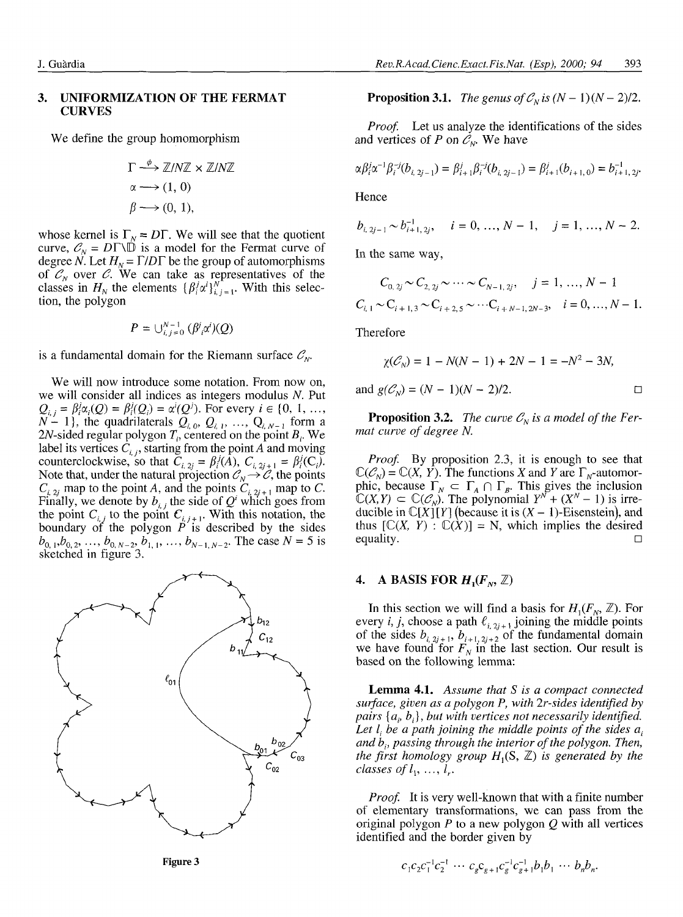## 3. UNIFORMIZATION OF THE FERMAT CURVES

We define the group homomorphism

$$\Gamma \xrightarrow{\phi} \mathbb{Z}/N\mathbb{Z} \times \mathbb{Z}/N\mathbb{Z}$$
$$\alpha \longrightarrow (1, 0)$$
$$\beta \longrightarrow (0, 1),$$

whose kernel is $\Gamma_N = D\Gamma$. We will see that the quotient curve, $\mathscr{C}_N = D\Gamma\backslash\mathbb{D}$ is a model for the Fermat curve of degree $N$. Let $H_N = \Gamma/D\Gamma$ be the group of automorphisms of $\mathscr{C}_N$ over $\mathscr{C}$. We can take as representatives of the classes in $H_N$ the elements $\{\beta^j_i\alpha^i\}^N_{i,j=1}$. With this selection, the polygon

$$P = \cup^{N-1}_{i,j=0}(\beta^j_i\alpha^i)(Q)$$

is a fundamental domain for the Riemann surface $\mathscr{C}_N$.

We will now introduce some notation. From now on, we will consider all indices as integers modulus $N$. Put $Q_{i,j} = \beta^j_i\alpha_i(Q) = \beta^j_i(Q_i) = \alpha^i(Q^j)$. For every $i \in \{0, 1, \ldots, N-1\}$, the quadrilaterals $Q_{i,0}, Q_{i,1}, \ldots, Q_{i,N-1}$ form a $2N$-sided regular polygon $T_i$, centered on the point $B_i$. We label its vertices $C_{i,j}$, starting from the point $A$ and moving counterclockwise, so that $C_{i,2j} = \beta^j_i(A)$, $C_{i,2j+1} = \beta^j_i(C_i)$. Note that, under the natural projection $\mathscr{C}_N \to \mathscr{C}$, the points $C_{i,2j}$ map to the point $A$, and the points $C_{i,2j+1}$ map to $C$. Finally, we denote by $b_{i,j}$ the side of $Q^i$ which goes from the point $C_{i,j}$ to the point $C_{i,j+1}$. With this notation, the boundary of the polygon $P$ is described by the sides $b_{0,1}, b_{0,2}, \ldots, b_{0,N-2}, b_{1,1}, \ldots, b_{N-1,N-2}$. The case $N = 5$ is sketched in figure 3.

Figure 3

**Proposition 3.1.** *The genus of $\mathscr{C}_N$ is $(N-1)(N-2)/2$.*

*Proof.* Let us analyze the identifications of the sides and vertices of $P$ on $\mathscr{C}_N$. We have

$$\alpha\beta^j_i\alpha^{-1}\beta^{-j}_i(b_{i,2j-1}) = \beta^j_{i+1}\beta^{-j}_i(b_{i,2j-1}) = \beta^j_{i+1}(b_{i+1,0}) = b^{-1}_{i+1,2j}.$$

Hence

$$b_{i,2j-1} \sim b^{-1}_{i+1,2j}, \quad i = 0, \ldots, N-1, \quad j = 1, \ldots, N-2.$$

In the same way,

$$C_{0,2j} \sim C_{2,2j} \sim \cdots \sim C_{N-1,2j}, \quad j = 1, \ldots, N-1$$
$$C_{i,1} \sim C_{i+1,3} \sim C_{i+2,5} \sim \cdots C_{i+N-1,2N-3}, \quad i = 0, \ldots, N-1.$$

Therefore

$$\chi(\mathscr{C}_N) = 1 - N(N-1) + 2N - 1 = -N^2 - 3N,$$

and $g(\mathscr{C}_N) = (N-1)(N-2)/2$. □

**Proposition 3.2.** *The curve $\mathscr{C}_N$ is a model of the Fermat curve of degree $N$.*

*Proof.* By proposition 2.3, it is enough to see that $\mathbb{C}(\mathscr{C}_N) = \mathbb{C}(X, Y)$. The functions $X$ and $Y$ are $\Gamma_N$-automorphic, because $\Gamma_N \subset \Gamma_A \cap \Gamma_B$. This gives the inclusion $\mathbb{C}(X,Y) \subset \mathbb{C}(\mathscr{C}_N)$. The polynomial $Y^N + (X^N - 1)$ is irreducible in $\mathbb{C}[X][Y]$ (because it is $(X-1)$-Eisenstein), and thus $[\mathbb{C}(X, Y) : \mathbb{C}(X)] = N$, which implies the desired equality. □

## 4. A BASIS FOR $H_1(F_N, \mathbb{Z})$

In this section we will find a basis for $H_1(F_N, \mathbb{Z})$. For every $i, j$, choose a path $\ell_{i,2j+1}$ joining the middle points of the sides $b_{i,2j+1}, b_{i+1,2j+2}$ of the fundamental domain we have found for $F_N$ in the last section. Our result is based on the following lemma:

**Lemma 4.1.** *Assume that $S$ is a compact connected surface, given as a polygon $P$, with $2r$-sides identified by pairs $\{a_i, b_i\}$, but with vertices not necessarily identified. Let $l_i$ be a path joining the middle points of the sides $a_i$ and $b_i$, passing through the interior of the polygon. Then, the first homology group $H_1(S, \mathbb{Z})$ is generated by the classes of $l_1, \ldots, l_r$.*

*Proof.* It is very well-known that with a finite number of elementary transformations, we can pass from the original polygon $P$ to a new polygon $Q$ with all vertices identified and the border given by

$$c_1c_2c_1^{-1}c_2^{-1} \cdots c_gc_{g+1}c_g^{-1}c_{g+1}^{-1}b_1b_1 \cdots b_nb_n.$$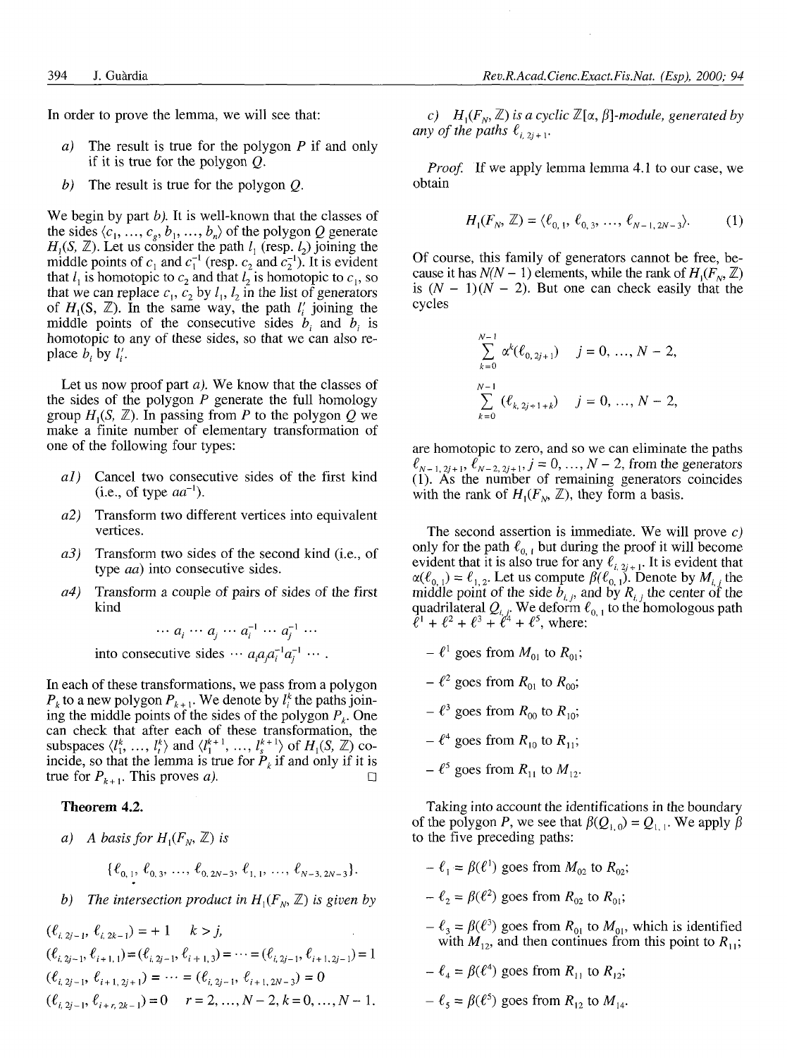In order to prove the lemma, we will see that:

*a)* The result is true for the polygon $P$ if and only if it is true for the polygon $Q$.

*b)* The result is true for the polygon $Q$.

We begin by part *b)*. It is well-known that the classes of the sides $\langle c_1, \ldots, c_g, b_1, \ldots, b_n\rangle$ of the polygon $Q$ generate $H_1(S, \mathbb{Z})$. Let us consider the path $l_1$ (resp. $l_2$) joining the middle points of $c_1$ and $c_1^{-1}$ (resp. $c_2$ and $c_2^{-1}$). It is evident that $l_1$ is homotopic to $c_2$ and that $l_2$ is homotopic to $c_1$, so that we can replace $c_1$, $c_2$ by $l_1$, $l_2$ in the list of generators of $H_1(S, \mathbb{Z})$. In the same way, the path $l_i'$ joining the middle points of the consecutive sides $b_i$ and $b_i$ is homotopic to any of these sides, so that we can also replace $b_i$ by $l_i'$.

Let us now proof part *a)*. We know that the classes of the sides of the polygon $P$ generate the full homology group $H_1(S, \mathbb{Z})$. In passing from $P$ to the polygon $Q$ we make a finite number of elementary transformation of one of the following four types:

*a1)* Cancel two consecutive sides of the first kind (i.e., of type $aa^{-1}$).

*a2)* Transform two different vertices into equivalent vertices.

*a3)* Transform two sides of the second kind (i.e., of type $aa$) into consecutive sides.

*a4)* Transform a couple of pairs of sides of the first kind

$$\cdots a_i \cdots a_j \cdots a_i^{-1} \cdots a_j^{-1} \cdots$$

into consecutive sides $\cdots a_i a_j a_i^{-1} a_j^{-1} \cdots$.

In each of these transformations, we pass from a polygon $P_k$ to a new polygon $P_{k+1}$. We denote by $l_i^k$ the paths joining the middle points of the sides of the polygon $P_k$. One can check that after each of these transformation, the subspaces $\langle l_1^k, \ldots, l_t^k\rangle$ and $\langle l_1^{k+1}, \ldots, l_s^{k+1}\rangle$ of $H_1(S, \mathbb{Z})$ coincide, so that the lemma is true for $P_k$ if and only if it is true for $P_{k+1}$. This proves *a)*. □

**Theorem 4.2.**

*a) A basis for* $H_1(F_N, \mathbb{Z})$ *is*

$$\{\ell_{0,1}, \ell_{0,3}, \ldots, \ell_{0,2N-3}, \ell_{1,1}, \ldots, \ell_{N-3,2N-3}\}.$$

*b) The intersection product in* $H_1(F_N, \mathbb{Z})$ *is given by*

$$(\ell_{i,2j-1}, \ell_{i,2k-1}) = +1 \quad k > j,$$

$$(\ell_{i,2j-1}, \ell_{i+1,1}) = (\ell_{i,2j-1}, \ell_{i+1,3}) = \cdots = (\ell_{i,2j-1}, \ell_{i+1,2j-1}) = 1$$

$$(\ell_{i,2j-1}, \ell_{i+1,2j+1}) = \cdots = (\ell_{i,2j-1}, \ell_{i+1,2N-3}) = 0$$

$$(\ell_{i,2j-1}, \ell_{i+r,2k-1}) = 0 \quad r = 2, \ldots, N-2, k = 0, \ldots, N-1.$$

*c)* $H_1(F_N, \mathbb{Z})$ *is a cyclic* $\mathbb{Z}[\alpha, \beta]$*-module, generated by any of the paths* $\ell_{i,2j+1}$.

*Proof.* If we apply lemma lemma 4.1 to our case, we obtain

$$H_1(F_N, \mathbb{Z}) = \langle \ell_{0,1}, \ell_{0,3}, \ldots, \ell_{N-1,2N-3}\rangle. \quad (1)$$

Of course, this family of generators cannot be free, because it has $N(N-1)$ elements, while the rank of $H_1(F_N, \mathbb{Z})$ is $(N-1)(N-2)$. But one can check easily that the cycles

$$\sum_{k=0}^{N-1} \alpha^k(\ell_{0,2j+1}) \quad j = 0, \ldots, N-2,$$

$$\sum_{k=0}^{N-1} (\ell_{k,2j+1+k}) \quad j = 0, \ldots, N-2,$$

are homotopic to zero, and so we can eliminate the paths $\ell_{N-1,2j+1}, \ell_{N-2,2j+1}, j = 0, \ldots, N-2$, from the generators (1). As the number of remaining generators coincides with the rank of $H_1(F_N, \mathbb{Z})$, they form a basis.

The second assertion is immediate. We will prove *c)* only for the path $\ell_{0,1}$ but during the proof it will become evident that it is also true for any $\ell_{i,2j+1}$. It is evident that $\alpha(\ell_{0,1}) = \ell_{1,2}$. Let us compute $\beta(\ell_{0,1})$. Denote by $M_{i,j}$ the middle point of the side $b_{i,j}$, and by $R_{i,j}$ the center of the quadrilateral $Q_{i,j}$. We deform $\ell_{0,1}$ to the homologous path $\ell^1 + \ell^2 + \ell^3 + \ell^4 + \ell^5$, where:

- $\ell^1$ goes from $M_{01}$ to $R_{01}$;
- $\ell^2$ goes from $R_{01}$ to $R_{00}$;
- $\ell^3$ goes from $R_{00}$ to $R_{10}$;
- $\ell^4$ goes from $R_{10}$ to $R_{11}$;
- $\ell^5$ goes from $R_{11}$ to $M_{12}$.

Taking into account the identifications in the boundary of the polygon $P$, we see that $\beta(Q_{1,0}) = Q_{1,1}$. We apply $\beta$ to the five preceding paths:

- $\ell_1 = \beta(\ell^1)$ goes from $M_{02}$ to $R_{02}$;
- $\ell_2 = \beta(\ell^2)$ goes from $R_{02}$ to $R_{01}$;
- $\ell_3 = \beta(\ell^3)$ goes from $R_{01}$ to $M_{01}$, which is identified with $M_{12}$, and then continues from this point to $R_{11}$;
- $\ell_4 = \beta(\ell^4)$ goes from $R_{11}$ to $R_{12}$;
- $\ell_5 = \beta(\ell^5)$ goes from $R_{12}$ to $M_{14}$.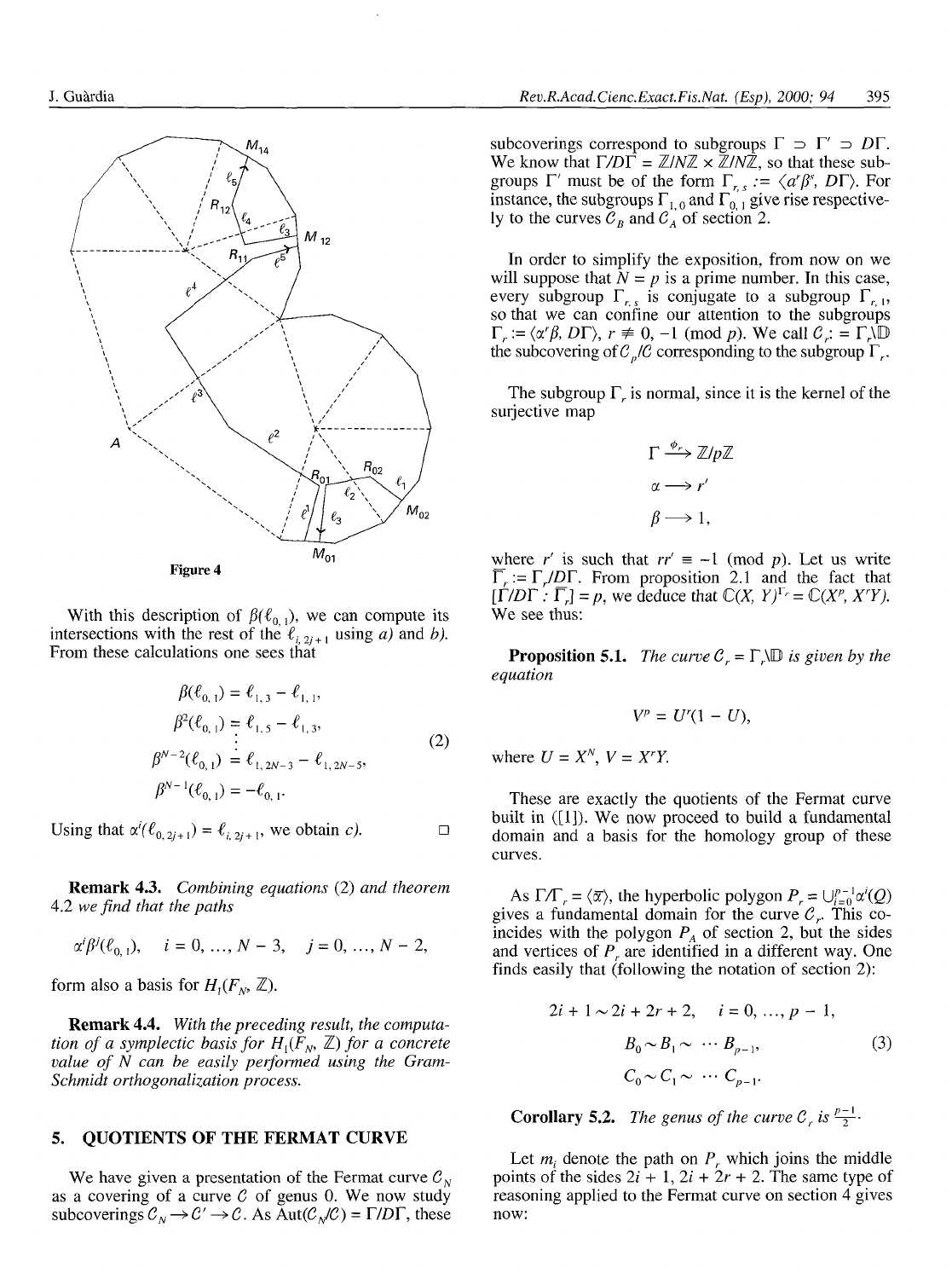Figure 4

With this description of $\beta(\ell_{0,1})$, we can compute its intersections with the rest of the $\ell_{i,2j+1}$ using *a)* and *b)*. From these calculations one sees that

$$
\begin{aligned}
\beta(\ell_{0,1}) &= \ell_{1,3} - \ell_{1,1},\\
\beta^2(\ell_{0,1}) &= \ell_{1,5} - \ell_{1,3},\\
&\vdots\\
\beta^{N-2}(\ell_{0,1}) &= \ell_{1,2N-3} - \ell_{1,2N-5},\\
\beta^{N-1}(\ell_{0,1}) &= -\ell_{0,1}.
\end{aligned}
\tag{2}
$$

Using that $\alpha^i(\ell_{0,2j+1}) = \ell_{i,2j+1}$, we obtain *c)*. □

**Remark 4.3.** *Combining equations* (2) *and theorem* 4.2 *we find that the paths*

$$\alpha^i\beta^j(\ell_{0,1}), \quad i = 0, \ldots, N-3, \quad j = 0, \ldots, N-2,$$

*form also a basis for* $H_1(F_N, \mathbb{Z})$.

**Remark 4.4.** *With the preceding result, the computation of a symplectic basis for* $H_1(F_N, \mathbb{Z})$ *for a concrete value of* $N$ *can be easily performed using the Gram-Schmidt orthogonalization process.*

## 5. QUOTIENTS OF THE FERMAT CURVE

We have given a presentation of the Fermat curve $\mathcal{C}_N$ as a covering of a curve $\mathcal{C}$ of genus 0. We now study subcoverings $\mathcal{C}_N \to \mathcal{C}' \to \mathcal{C}$. As $\mathrm{Aut}(\mathcal{C}_N/\mathcal{C}) = \Gamma/D\Gamma$, these subcoverings correspond to subgroups $\Gamma \supset \Gamma' \supset D\Gamma$. We know that $\Gamma/D\Gamma = \mathbb{Z}/N\mathbb{Z} \times \mathbb{Z}/N\mathbb{Z}$, so that these subgroups $\Gamma'$ must be of the form $\Gamma_{r,s} := \langle \alpha^r\beta^s, D\Gamma\rangle$. For instance, the subgroups $\Gamma_{1,0}$ and $\Gamma_{0,1}$ give rise respectively to the curves $\mathcal{C}_B$ and $\mathcal{C}_A$ of section 2.

In order to simplify the exposition, from now on we will suppose that $N = p$ is a prime number. In this case, every subgroup $\Gamma_{r,s}$ is conjugate to a subgroup $\Gamma_{r,1}$, so that we can confine our attention to the subgroups $\Gamma_r := \langle \alpha^r\beta, D\Gamma\rangle$, $r \not\equiv 0, -1 \pmod p$. We call $\mathcal{C}_r := \Gamma_r\backslash\mathbb{D}$ the subcovering of $\mathcal{C}_p/\mathcal{C}$ corresponding to the subgroup $\Gamma_r$.

The subgroup $\Gamma_r$ is normal, since it is the kernel of the surjective map

$$
\begin{aligned}
\Gamma &\xrightarrow{\phi_r} \mathbb{Z}/p\mathbb{Z}\\
\alpha &\longrightarrow r'\\
\beta &\longrightarrow 1,
\end{aligned}
$$

where $r'$ is such that $rr' \equiv -1 \pmod p$. Let us write $\overline{\Gamma}_r := \Gamma_r/D\Gamma$. From proposition 2.1 and the fact that $[\Gamma/D\Gamma : \overline{\Gamma}_r] = p$, we deduce that $\mathbb{C}(X, Y)^{\Gamma_r} = \mathbb{C}(X^p, X^rY)$. We see thus:

**Proposition 5.1.** *The curve* $\mathcal{C}_r = \Gamma_r\backslash\mathbb{D}$ *is given by the equation*

$$V^p = U^r(1 - U),$$

*where* $U = X^N$, $V = X^rY$.

These are exactly the quotients of the Fermat curve built in ([1]). We now proceed to build a fundamental domain and a basis for the homology group of these curves.

As $\Gamma/\Gamma_r = \langle\overline{\alpha}\rangle$, the hyperbolic polygon $P_r = \cup_{i=0}^{p-1}\alpha^i(Q)$ gives a fundamental domain for the curve $\mathcal{C}_r$. This coincides with the polygon $P_A$ of section 2, but the sides and vertices of $P_r$ are identified in a different way. One finds easily that (following the notation of section 2):

$$
\begin{gathered}
2i + 1 \sim 2i + 2r + 2, \quad i = 0, \ldots, p-1,\\
B_0 \sim B_1 \sim \cdots B_{p-1},\\
C_0 \sim C_1 \sim \cdots C_{p-1}.
\end{gathered}
\tag{3}
$$

**Corollary 5.2.** *The genus of the curve* $\mathcal{C}_r$ *is* $\frac{p-1}{2}$.

Let $m_i$ denote the path on $P_r$ which joins the middle points of the sides $2i + 1$, $2i + 2r + 2$. The same type of reasoning applied to the Fermat curve on section 4 gives now: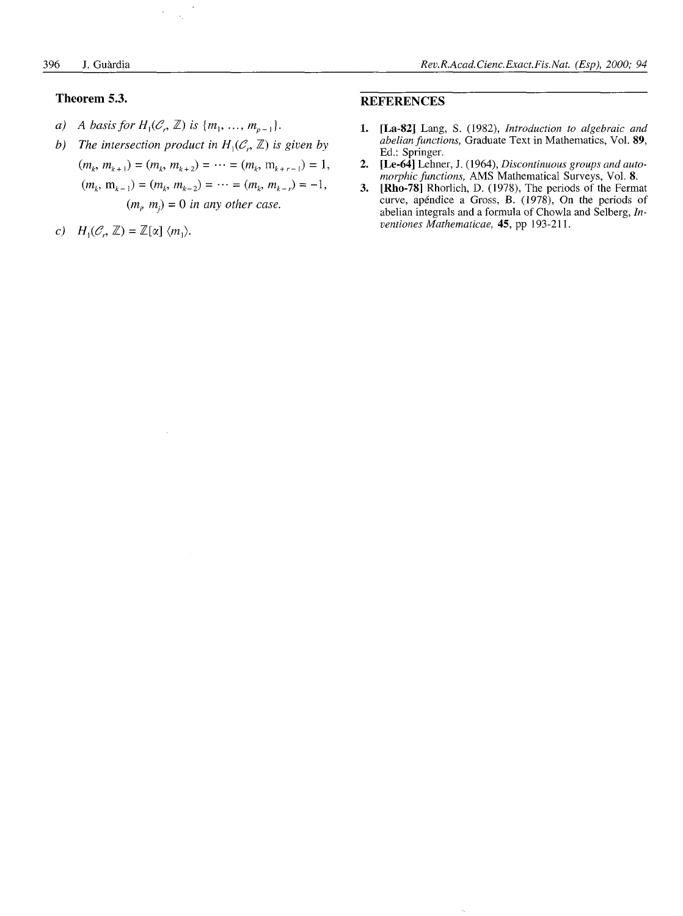**Theorem 5.3.**

*a)* *A basis for* $H_1(\mathcal{C}_r, \mathbb{Z})$ *is* $\{m_1, \ldots, m_{p-1}\}$.

*b)* *The intersection product in* $H_1(\mathcal{C}_r, \mathbb{Z})$ *is given by*

$$(m_k, m_{k+1}) = (m_k, m_{k+2}) = \cdots = (m_k, m_{k+r-1}) = 1,$$

$$(m_k, m_{k-1}) = (m_k, m_{k-2}) = \cdots = (m_k, m_{k-r}) = -1,$$

$$(m_i, m_j) = 0 \textit{ in any other case.}$$

*c)* $H_1(\mathcal{C}_r, \mathbb{Z}) = \mathbb{Z}[\alpha]\,\langle m_1 \rangle$.

## REFERENCES

1. **[La-82]** Lang, S. (1982), *Introduction to algebraic and abelian functions,* Graduate Text in Mathematics, Vol. **89**, Ed.: Springer.
2. **[Le-64]** Lehner, J. (1964), *Discontinuous groups and automorphic functions,* AMS Mathematical Surveys, Vol. **8**.
3. **[Rho-78]** Rhorlich, D. (1978), The periods of the Fermat curve, apéndice a Gross, B. (1978), On the periods of abelian integrals and a formula of Chowla and Selberg, *Inventiones Mathematicae,* **45**, pp 193-211.